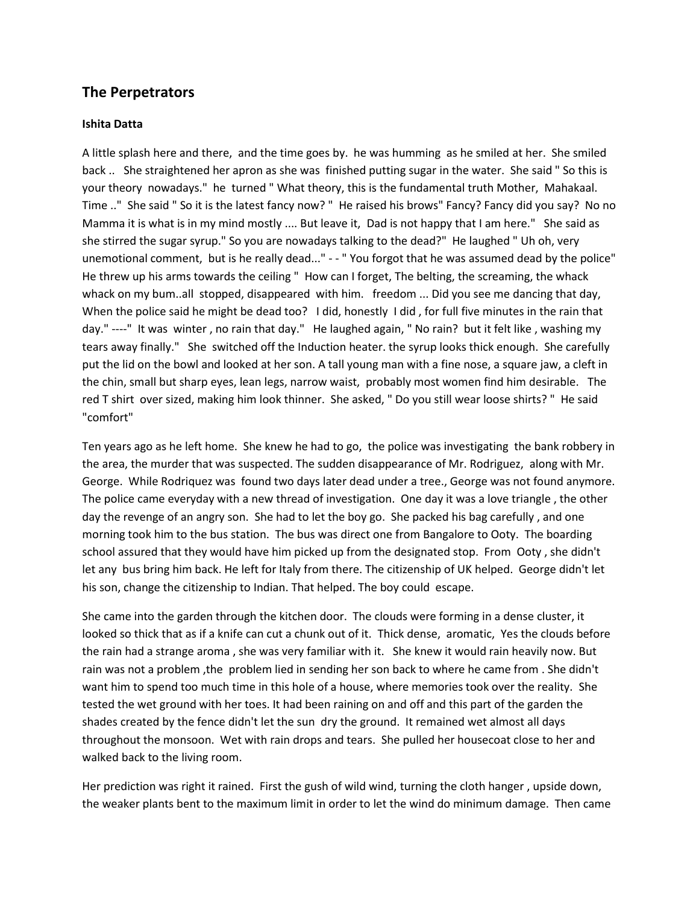## The Perpetrators

**Ishita Datta**

A little splash here and there, and the time goes by. he was humming as he smiled at her. She smiled back .. She straightened her apron as she was finished putting sugar in the water. She said " So this is your theory nowadays." he turned " What theory, this is the fundamental truth Mother, Mahakaal. Time .." She said " So it is the latest fancy now? " He raised his brows" Fancy? Fancy did you say? No no Mamma it is what is in my mind mostly .... But leave it, Dad is not happy that I am here." She said as she stirred the sugar syrup." So you are nowadays talking to the dead?" He laughed " Uh oh, very unemotional comment, but is he really dead..." - - " You forgot that he was assumed dead by the police" He threw up his arms towards the ceiling " How can I forget, The belting, the screaming, the whack whack on my bum..all stopped, disappeared with him. freedom ... Did you see me dancing that day, When the police said he might be dead too? I did, honestly I did , for full five minutes in the rain that day." ----" It was winter , no rain that day." He laughed again, " No rain? but it felt like , washing my tears away finally." She switched off the Induction heater. the syrup looks thick enough. She carefully put the lid on the bowl and looked at her son. A tall young man with a fine nose, a square jaw, a cleft in the chin, small but sharp eyes, lean legs, narrow waist, probably most women find him desirable. The red T shirt over sized, making him look thinner. She asked, " Do you still wear loose shirts? " He said "comfort"

Ten years ago as he left home. She knew he had to go, the police was investigating the bank robbery in the area, the murder that was suspected. The sudden disappearance of Mr. Rodriguez, along with Mr. George. While Rodriquez was found two days later dead under a tree., George was not found anymore. The police came everyday with a new thread of investigation. One day it was a love triangle , the other day the revenge of an angry son. She had to let the boy go. She packed his bag carefully , and one morning took him to the bus station. The bus was direct one from Bangalore to Ooty. The boarding school assured that they would have him picked up from the designated stop. From Ooty , she didn't let any bus bring him back. He left for Italy from there. The citizenship of UK helped. George didn't let his son, change the citizenship to Indian. That helped. The boy could escape.

She came into the garden through the kitchen door. The clouds were forming in a dense cluster, it looked so thick that as if a knife can cut a chunk out of it. Thick dense, aromatic, Yes the clouds before the rain had a strange aroma , she was very familiar with it. She knew it would rain heavily now. But rain was not a problem ,the problem lied in sending her son back to where he came from . She didn't want him to spend too much time in this hole of a house, where memories took over the reality. She tested the wet ground with her toes. It had been raining on and off and this part of the garden the shades created by the fence didn't let the sun dry the ground. It remained wet almost all days throughout the monsoon. Wet with rain drops and tears. She pulled her housecoat close to her and walked back to the living room.

Her prediction was right it rained. First the gush of wild wind, turning the cloth hanger , upside down, the weaker plants bent to the maximum limit in order to let the wind do minimum damage. Then came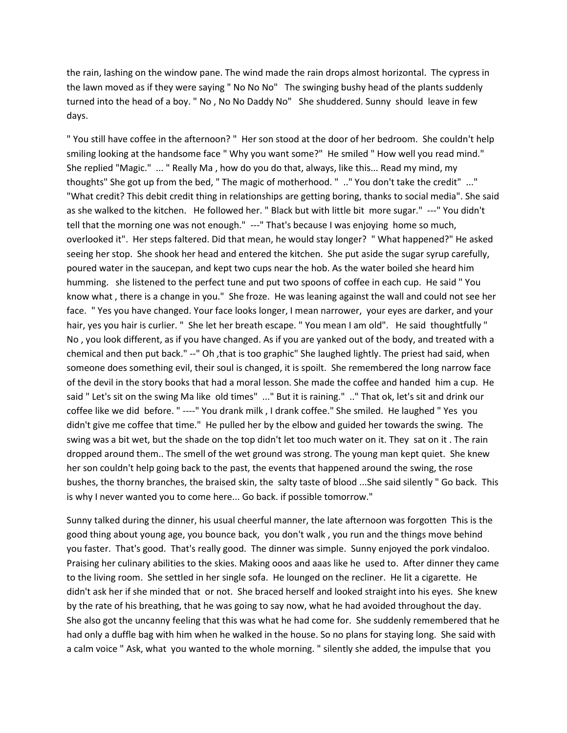the rain, lashing on the window pane. The wind made the rain drops almost horizontal. The cypress in the lawn moved as if they were saying " No No No" The swinging bushy head of the plants suddenly turned into the head of a boy. " No , No No Daddy No" She shuddered. Sunny should leave in few days.

" You still have coffee in the afternoon? " Her son stood at the door of her bedroom. She couldn't help smiling looking at the handsome face " Why you want some?" He smiled " How well you read mind." She replied "Magic." ... " Really Ma , how do you do that, always, like this... Read my mind, my thoughts" She got up from the bed, " The magic of motherhood. " .." You don't take the credit" ..." "What credit? This debit credit thing in relationships are getting boring, thanks to social media". She said as she walked to the kitchen. He followed her. " Black but with little bit more sugar." ---" You didn't tell that the morning one was not enough." ---" That's because I was enjoying home so much, overlooked it". Her steps faltered. Did that mean, he would stay longer? " What happened?" He asked seeing her stop. She shook her head and entered the kitchen. She put aside the sugar syrup carefully, poured water in the saucepan, and kept two cups near the hob. As the water boiled she heard him humming. she listened to the perfect tune and put two spoons of coffee in each cup. He said " You know what , there is a change in you." She froze. He was leaning against the wall and could not see her face. " Yes you have changed. Your face looks longer, I mean narrower, your eyes are darker, and your hair, yes you hair is curlier. " She let her breath escape. " You mean I am old". He said thoughtfully " No , you look different, as if you have changed. As if you are yanked out of the body, and treated with a chemical and then put back." --" Oh ,that is too graphic" She laughed lightly. The priest had said, when someone does something evil, their soul is changed, it is spoilt. She remembered the long narrow face of the devil in the story books that had a moral lesson. She made the coffee and handed him a cup. He said " Let's sit on the swing Ma like old times" ..." But it is raining." .." That ok, let's sit and drink our coffee like we did before. " ----" You drank milk , I drank coffee." She smiled. He laughed " Yes you didn't give me coffee that time." He pulled her by the elbow and guided her towards the swing. The swing was a bit wet, but the shade on the top didn't let too much water on it. They sat on it . The rain dropped around them.. The smell of the wet ground was strong. The young man kept quiet. She knew her son couldn't help going back to the past, the events that happened around the swing, the rose bushes, the thorny branches, the braised skin, the salty taste of blood ...She said silently " Go back. This is why I never wanted you to come here... Go back. if possible tomorrow."

Sunny talked during the dinner, his usual cheerful manner, the late afternoon was forgotten This is the good thing about young age, you bounce back, you don't walk , you run and the things move behind you faster. That's good. That's really good. The dinner was simple. Sunny enjoyed the pork vindaloo. Praising her culinary abilities to the skies. Making ooos and aaas like he used to. After dinner they came to the living room. She settled in her single sofa. He lounged on the recliner. He lit a cigarette. He didn't ask her if she minded that or not. She braced herself and looked straight into his eyes. She knew by the rate of his breathing, that he was going to say now, what he had avoided throughout the day. She also got the uncanny feeling that this was what he had come for. She suddenly remembered that he had only a duffle bag with him when he walked in the house. So no plans for staying long. She said with a calm voice " Ask, what you wanted to the whole morning. " silently she added, the impulse that you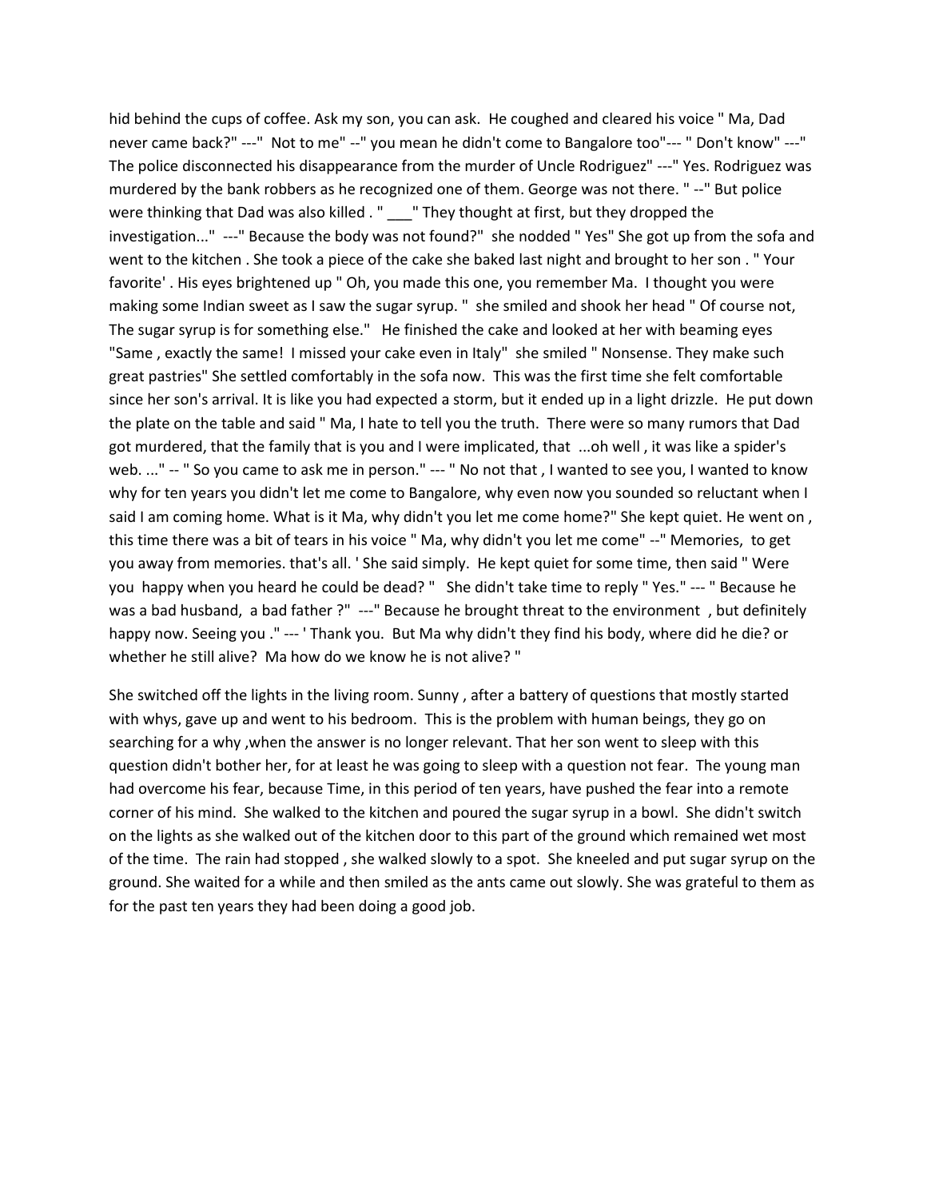hid behind the cups of coffee. Ask my son, you can ask. He coughed and cleared his voice " Ma, Dad never came back?" ---" Not to me" --" you mean he didn't come to Bangalore too"--- " Don't know" ---" The police disconnected his disappearance from the murder of Uncle Rodriguez" ---" Yes. Rodriguez was murdered by the bank robbers as he recognized one of them. George was not there. " --" But police were thinking that Dad was also killed . " ___" They thought at first, but they dropped the investigation..." ---" Because the body was not found?" she nodded " Yes" She got up from the sofa and went to the kitchen . She took a piece of the cake she baked last night and brought to her son . " Your favorite' . His eyes brightened up " Oh, you made this one, you remember Ma. I thought you were making some Indian sweet as I saw the sugar syrup. " she smiled and shook her head " Of course not, The sugar syrup is for something else." He finished the cake and looked at her with beaming eyes "Same , exactly the same! I missed your cake even in Italy" she smiled " Nonsense. They make such great pastries" She settled comfortably in the sofa now. This was the first time she felt comfortable since her son's arrival. It is like you had expected a storm, but it ended up in a light drizzle. He put down the plate on the table and said " Ma, I hate to tell you the truth. There were so many rumors that Dad got murdered, that the family that is you and I were implicated, that ...oh well , it was like a spider's web. ..." -- " So you came to ask me in person." --- " No not that , I wanted to see you, I wanted to know why for ten years you didn't let me come to Bangalore, why even now you sounded so reluctant when I said I am coming home. What is it Ma, why didn't you let me come home?" She kept quiet. He went on , this time there was a bit of tears in his voice " Ma, why didn't you let me come" --" Memories, to get you away from memories. that's all. ' She said simply. He kept quiet for some time, then said " Were you happy when you heard he could be dead? " She didn't take time to reply " Yes." --- " Because he was a bad husband, a bad father ?" ---" Because he brought threat to the environment , but definitely happy now. Seeing you ." --- ' Thank you. But Ma why didn't they find his body, where did he die? or whether he still alive? Ma how do we know he is not alive? "

She switched off the lights in the living room. Sunny , after a battery of questions that mostly started with whys, gave up and went to his bedroom. This is the problem with human beings, they go on searching for a why ,when the answer is no longer relevant. That her son went to sleep with this question didn't bother her, for at least he was going to sleep with a question not fear. The young man had overcome his fear, because Time, in this period of ten years, have pushed the fear into a remote corner of his mind. She walked to the kitchen and poured the sugar syrup in a bowl. She didn't switch on the lights as she walked out of the kitchen door to this part of the ground which remained wet most of the time. The rain had stopped , she walked slowly to a spot. She kneeled and put sugar syrup on the ground. She waited for a while and then smiled as the ants came out slowly. She was grateful to them as for the past ten years they had been doing a good job.